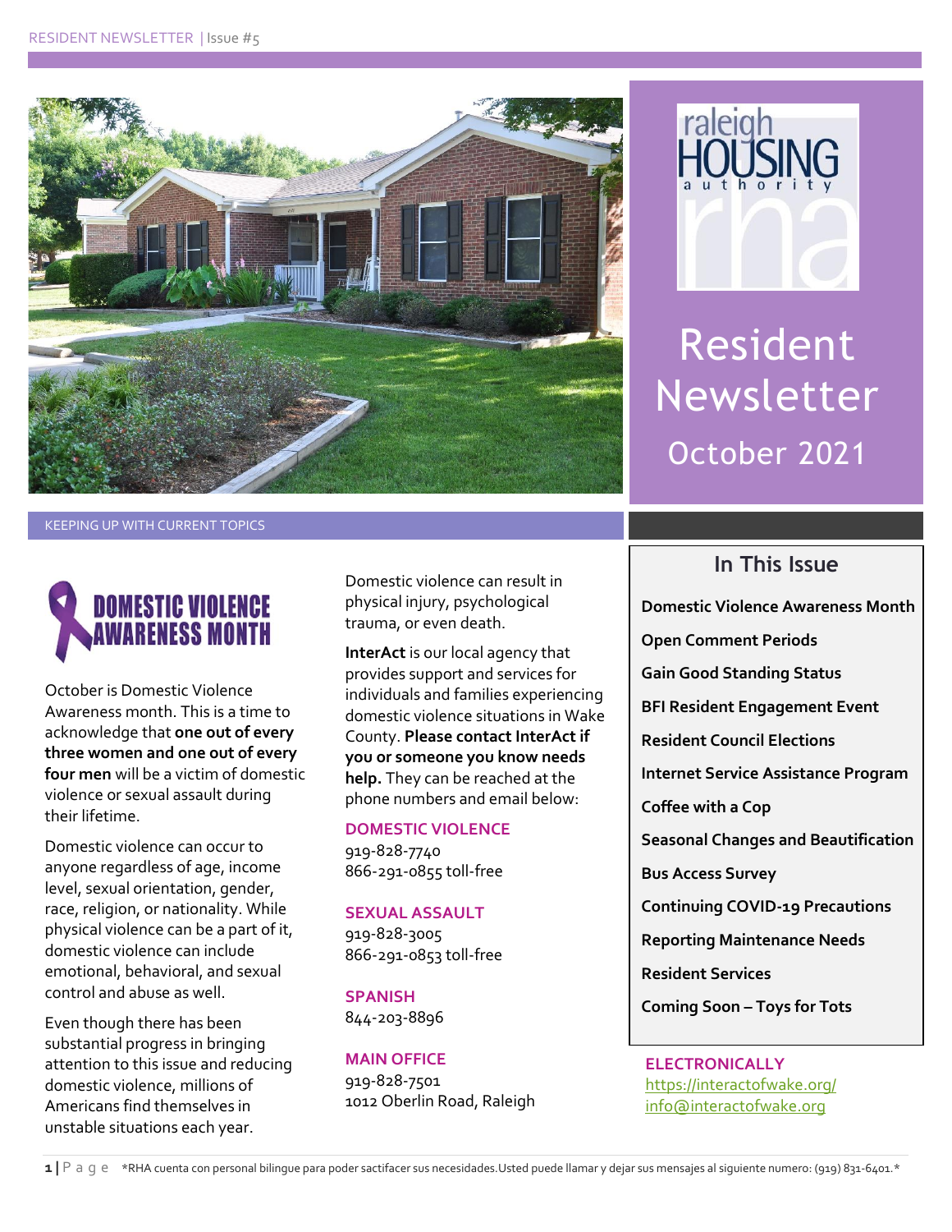# Resident Newsletter

## October 2021

KEEPING UP WITH CURRENT TOPICS

## DOMESTIC VIOLENCE AWARENESS MONTH

October is Domestic Violence Awareness month. This is a time to acknowledge that **one out of every three women and one out of every four men** will be a victim of domestic violence or sexual assault during their lifetime.

Domestic violence can occur to anyone regardless of age, income level, sexual orientation, gender, race, religion, or nationality. While physical violence can be a part of it, domestic violence can include emotional, behavioral, and sexual control and abuse as well.

Even though there has been substantial progress in bringing attention to this issue and reducing domestic violence, millions of Americans find themselves in unstable situations each year.

Domestic violence can result in physical injury, psychological trauma, or even death.

**InterAct** is our local agency that provides support and services for individuals and families experiencing domestic violence situations in Wake County. **Please contact InterAct if you or someone you know needs help.** They can be reached at the phone numbers and email below:

**DOMESTIC VIOLENCE**
919-828-7740
866-291-0855 toll-free

**SEXUAL ASSAULT**
919-828-3005
866-291-0853 toll-free

**SPANISH**
844-203-8896

**MAIN OFFICE**
919-828-7501
1012 Oberlin Road, Raleigh

**ELECTRONICALLY**
https://interactofwake.org/
info@interactofwake.org

## In This Issue

- Domestic Violence Awareness Month
- Open Comment Periods
- Gain Good Standing Status
- BFI Resident Engagement Event
- Resident Council Elections
- Internet Service Assistance Program
- Coffee with a Cop
- Seasonal Changes and Beautification
- Bus Access Survey
- Continuing COVID-19 Precautions
- Reporting Maintenance Needs
- Resident Services
- Coming Soon – Toys for Tots

*RHA cuenta con personal bilingue para poder sactifacer sus necesidades.Usted puede llamar y dejar sus mensajes al siguiente numero: (919) 831-6401.*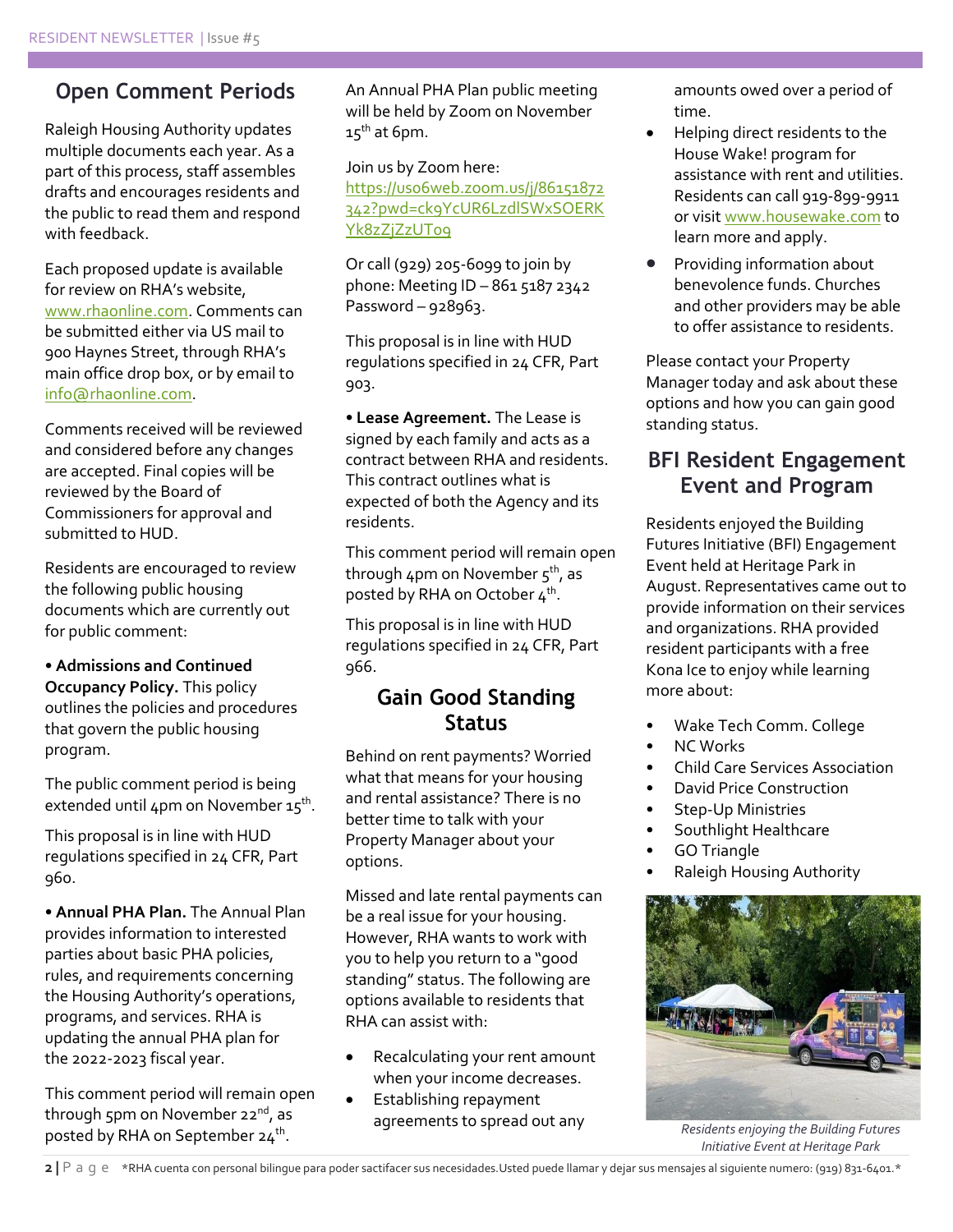## Open Comment Periods

Raleigh Housing Authority updates multiple documents each year. As a part of this process, staff assembles drafts and encourages residents and the public to read them and respond with feedback.

Each proposed update is available for review on RHA's website, www.rhaonline.com. Comments can be submitted either via US mail to 900 Haynes Street, through RHA's main office drop box, or by email to info@rhaonline.com.

Comments received will be reviewed and considered before any changes are accepted. Final copies will be reviewed by the Board of Commissioners for approval and submitted to HUD.

Residents are encouraged to review the following public housing documents which are currently out for public comment:

• **Admissions and Continued Occupancy Policy.** This policy outlines the policies and procedures that govern the public housing program.

The public comment period is being extended until 4pm on November 15th.

This proposal is in line with HUD regulations specified in 24 CFR, Part 960.

• **Annual PHA Plan.** The Annual Plan provides information to interested parties about basic PHA policies, rules, and requirements concerning the Housing Authority's operations, programs, and services. RHA is updating the annual PHA plan for the 2022-2023 fiscal year.

This comment period will remain open through 5pm on November 22nd, as posted by RHA on September 24th.

An Annual PHA Plan public meeting will be held by Zoom on November 15th at 6pm.

Join us by Zoom here: https://us06web.zoom.us/j/86151872342?pwd=ck9YcUR6LzdlSWxSOERKYk8zZjZzUT09

Or call (929) 205-6099 to join by phone: Meeting ID – 861 5187 2342 Password – 928963.

This proposal is in line with HUD regulations specified in 24 CFR, Part 903.

• **Lease Agreement.** The Lease is signed by each family and acts as a contract between RHA and residents. This contract outlines what is expected of both the Agency and its residents.

This comment period will remain open through 4pm on November 5th, as posted by RHA on October 4th.

This proposal is in line with HUD regulations specified in 24 CFR, Part 966.

## Gain Good Standing Status

Behind on rent payments? Worried what that means for your housing and rental assistance? There is no better time to talk with your Property Manager about your options.

Missed and late rental payments can be a real issue for your housing. However, RHA wants to work with you to help you return to a "good standing" status. The following are options available to residents that RHA can assist with:

- Recalculating your rent amount when your income decreases.
- Establishing repayment agreements to spread out any amounts owed over a period of time.
- Helping direct residents to the House Wake! program for assistance with rent and utilities. Residents can call 919-899-9911 or visit www.housewake.com to learn more and apply.
- Providing information about benevolence funds. Churches and other providers may be able to offer assistance to residents.

Please contact your Property Manager today and ask about these options and how you can gain good standing status.

## BFI Resident Engagement Event and Program

Residents enjoyed the Building Futures Initiative (BFI) Engagement Event held at Heritage Park in August. Representatives came out to provide information on their services and organizations. RHA provided resident participants with a free Kona Ice to enjoy while learning more about:

- Wake Tech Comm. College
- NC Works
- Child Care Services Association
- David Price Construction
- Step-Up Ministries
- Southlight Healthcare
- GO Triangle
- Raleigh Housing Authority

*Residents enjoying the Building Futures Initiative Event at Heritage Park*

*RHA cuenta con personal bilingue para poder sactifacer sus necesidades.Usted puede llamar y dejar sus mensajes al siguiente numero: (919) 831-6401.*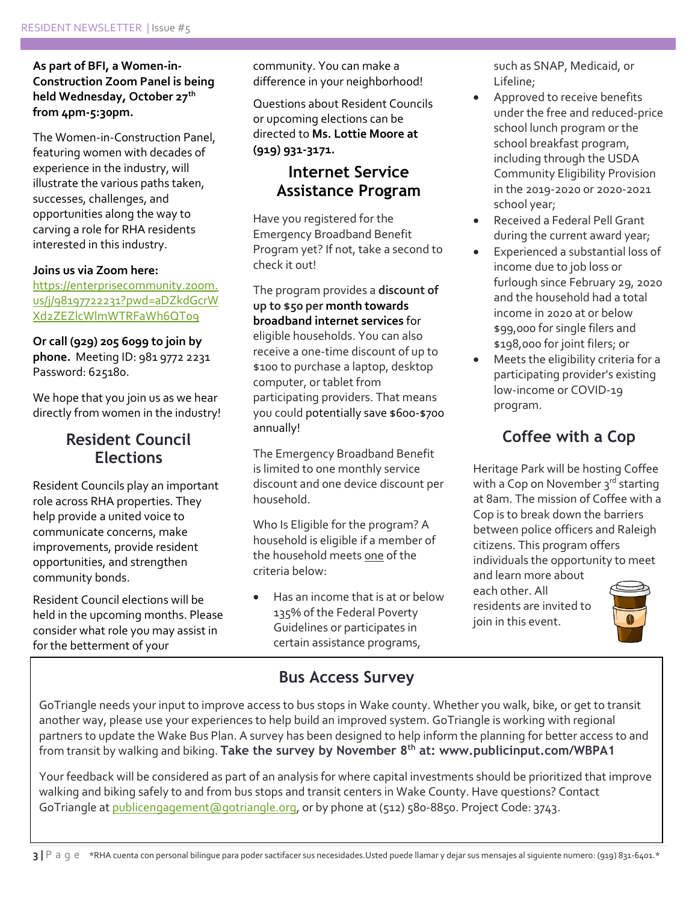**As part of BFI, a Women-in-Construction Zoom Panel is being held Wednesday, October 27th from 4pm-5:30pm.**

The Women-in-Construction Panel, featuring women with decades of experience in the industry, will illustrate the various paths taken, successes, challenges, and opportunities along the way to carving a role for RHA residents interested in this industry.

**Joins us via Zoom here:**
https://enterprisecommunity.zoom.us/j/98197722231?pwd=aDZkdGcrWXd2ZEZlcWlmWTRFaWh6QT09

**Or call (929) 205 6099 to join by phone.** Meeting ID: 981 9772 2231 Password: 625180.

We hope that you join us as we hear directly from women in the industry!

## Resident Council Elections

Resident Councils play an important role across RHA properties. They help provide a united voice to communicate concerns, make improvements, provide resident opportunities, and strengthen community bonds.

Resident Council elections will be held in the upcoming months. Please consider what role you may assist in for the betterment of your community. You can make a difference in your neighborhood!

Questions about Resident Councils or upcoming elections can be directed to **Ms. Lottie Moore at (919) 931-3171.**

## Internet Service Assistance Program

Have you registered for the Emergency Broadband Benefit Program yet? If not, take a second to check it out!

The program provides a **discount of up to $50 per month towards broadband internet services** for eligible households. You can also receive a one-time discount of up to $100 to purchase a laptop, desktop computer, or tablet from participating providers. That means you could potentially save $600-$700 annually!

The Emergency Broadband Benefit is limited to one monthly service discount and one device discount per household.

Who Is Eligible for the program? A household is eligible if a member of the household meets one of the criteria below:

- Has an income that is at or below 135% of the Federal Poverty Guidelines or participates in certain assistance programs, such as SNAP, Medicaid, or Lifeline;
- Approved to receive benefits under the free and reduced-price school lunch program or the school breakfast program, including through the USDA Community Eligibility Provision in the 2019-2020 or 2020-2021 school year;
- Received a Federal Pell Grant during the current award year;
- Experienced a substantial loss of income due to job loss or furlough since February 29, 2020 and the household had a total income in 2020 at or below $99,000 for single filers and $198,000 for joint filers; or
- Meets the eligibility criteria for a participating provider's existing low-income or COVID-19 program.

## Coffee with a Cop

Heritage Park will be hosting Coffee with a Cop on November 3rd starting at 8am. The mission of Coffee with a Cop is to break down the barriers between police officers and Raleigh citizens. This program offers individuals the opportunity to meet and learn more about each other. All residents are invited to join in this event.

## Bus Access Survey

GoTriangle needs your input to improve access to bus stops in Wake county. Whether you walk, bike, or get to transit another way, please use your experiences to help build an improved system. GoTriangle is working with regional partners to update the Wake Bus Plan. A survey has been designed to help inform the planning for better access to and from transit by walking and biking. **Take the survey by November 8th at: www.publicinput.com/WBPA1**

Your feedback will be considered as part of an analysis for where capital investments should be prioritized that improve walking and biking safely to and from bus stops and transit centers in Wake County. Have questions? Contact GoTriangle at publicengagement@gotriangle.org, or by phone at (512) 580-8850. Project Code: 3743.

*RHA cuenta con personal bilingue para poder sactifacer sus necesidades.Usted puede llamar y dejar sus mensajes al siguiente numero: (919) 831-6401.*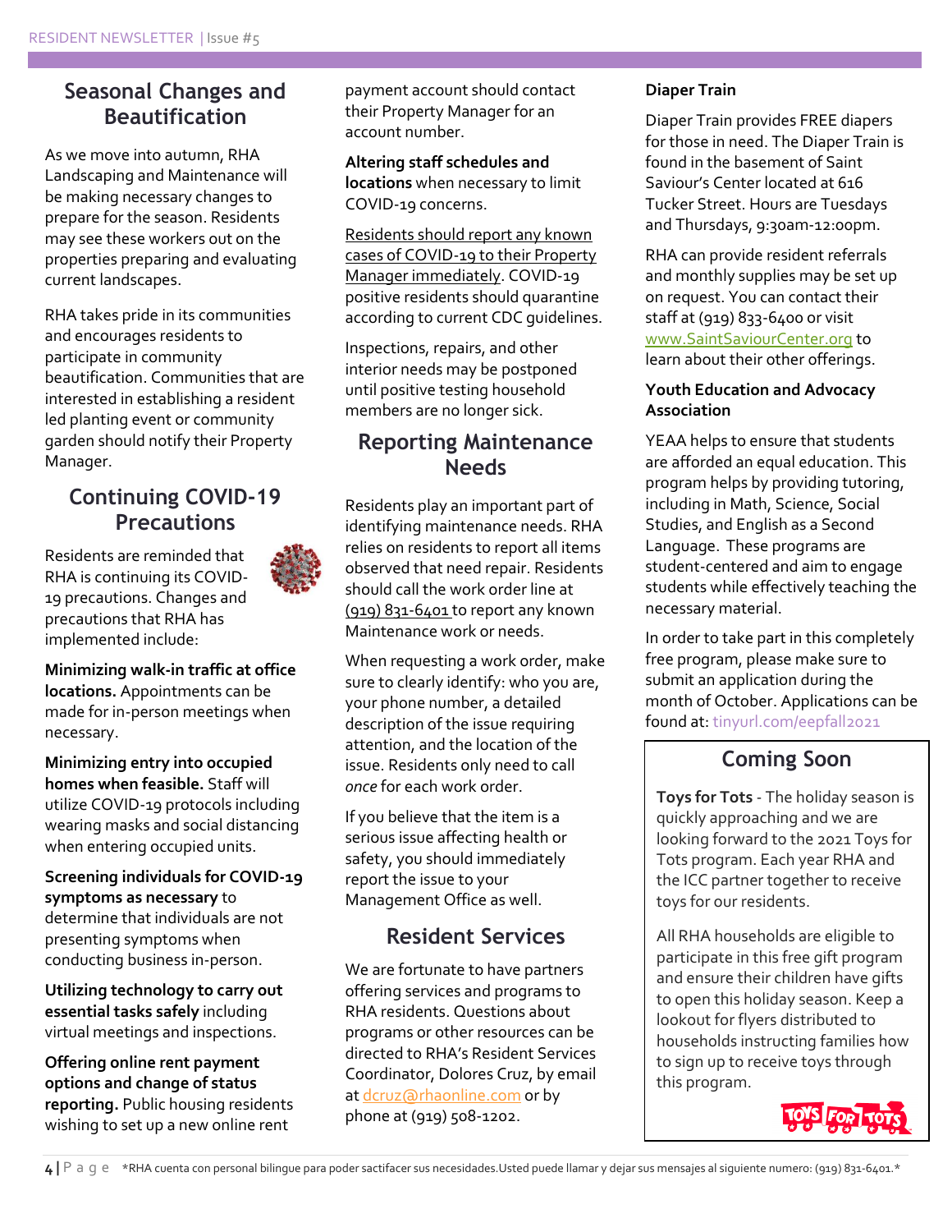## Seasonal Changes and Beautification

As we move into autumn, RHA Landscaping and Maintenance will be making necessary changes to prepare for the season. Residents may see these workers out on the properties preparing and evaluating current landscapes.

RHA takes pride in its communities and encourages residents to participate in community beautification. Communities that are interested in establishing a resident led planting event or community garden should notify their Property Manager.

## Continuing COVID-19 Precautions

Residents are reminded that RHA is continuing its COVID-19 precautions. Changes and precautions that RHA has implemented include:

**Minimizing walk-in traffic at office locations.** Appointments can be made for in-person meetings when necessary.

**Minimizing entry into occupied homes when feasible.** Staff will utilize COVID-19 protocols including wearing masks and social distancing when entering occupied units.

**Screening individuals for COVID-19 symptoms as necessary** to determine that individuals are not presenting symptoms when conducting business in-person.

**Utilizing technology to carry out essential tasks safely** including virtual meetings and inspections.

**Offering online rent payment options and change of status reporting.** Public housing residents wishing to set up a new online rent payment account should contact their Property Manager for an account number.

**Altering staff schedules and locations** when necessary to limit COVID-19 concerns.

Residents should report any known cases of COVID-19 to their Property Manager immediately. COVID-19 positive residents should quarantine according to current CDC guidelines.

Inspections, repairs, and other interior needs may be postponed until positive testing household members are no longer sick.

## Reporting Maintenance Needs

Residents play an important part of identifying maintenance needs. RHA relies on residents to report all items observed that need repair. Residents should call the work order line at (919) 831-6401 to report any known Maintenance work or needs.

When requesting a work order, make sure to clearly identify: who you are, your phone number, a detailed description of the issue requiring attention, and the location of the issue. Residents only need to call *once* for each work order.

If you believe that the item is a serious issue affecting health or safety, you should immediately report the issue to your Management Office as well.

## Resident Services

We are fortunate to have partners offering services and programs to RHA residents. Questions about programs or other resources can be directed to RHA's Resident Services Coordinator, Dolores Cruz, by email at dcruz@rhaonline.com or by phone at (919) 508-1202.

**Diaper Train**

Diaper Train provides FREE diapers for those in need. The Diaper Train is found in the basement of Saint Saviour's Center located at 616 Tucker Street. Hours are Tuesdays and Thursdays, 9:30am-12:00pm.

RHA can provide resident referrals and monthly supplies may be set up on request. You can contact their staff at (919) 833-6400 or visit www.SaintSaviourCenter.org to learn about their other offerings.

**Youth Education and Advocacy Association**

YEAA helps to ensure that students are afforded an equal education. This program helps by providing tutoring, including in Math, Science, Social Studies, and English as a Second Language. These programs are student-centered and aim to engage students while effectively teaching the necessary material.

In order to take part in this completely free program, please make sure to submit an application during the month of October. Applications can be found at: tinyurl.com/eepfall2021

## Coming Soon

**Toys for Tots** - The holiday season is quickly approaching and we are looking forward to the 2021 Toys for Tots program. Each year RHA and the ICC partner together to receive toys for our residents.

All RHA households are eligible to participate in this free gift program and ensure their children have gifts to open this holiday season. Keep a lookout for flyers distributed to households instructing families how to sign up to receive toys through this program.

*RHA cuenta con personal bilingue para poder sactifacer sus necesidades.Usted puede llamar y dejar sus mensajes al siguiente numero: (919) 831-6401.*